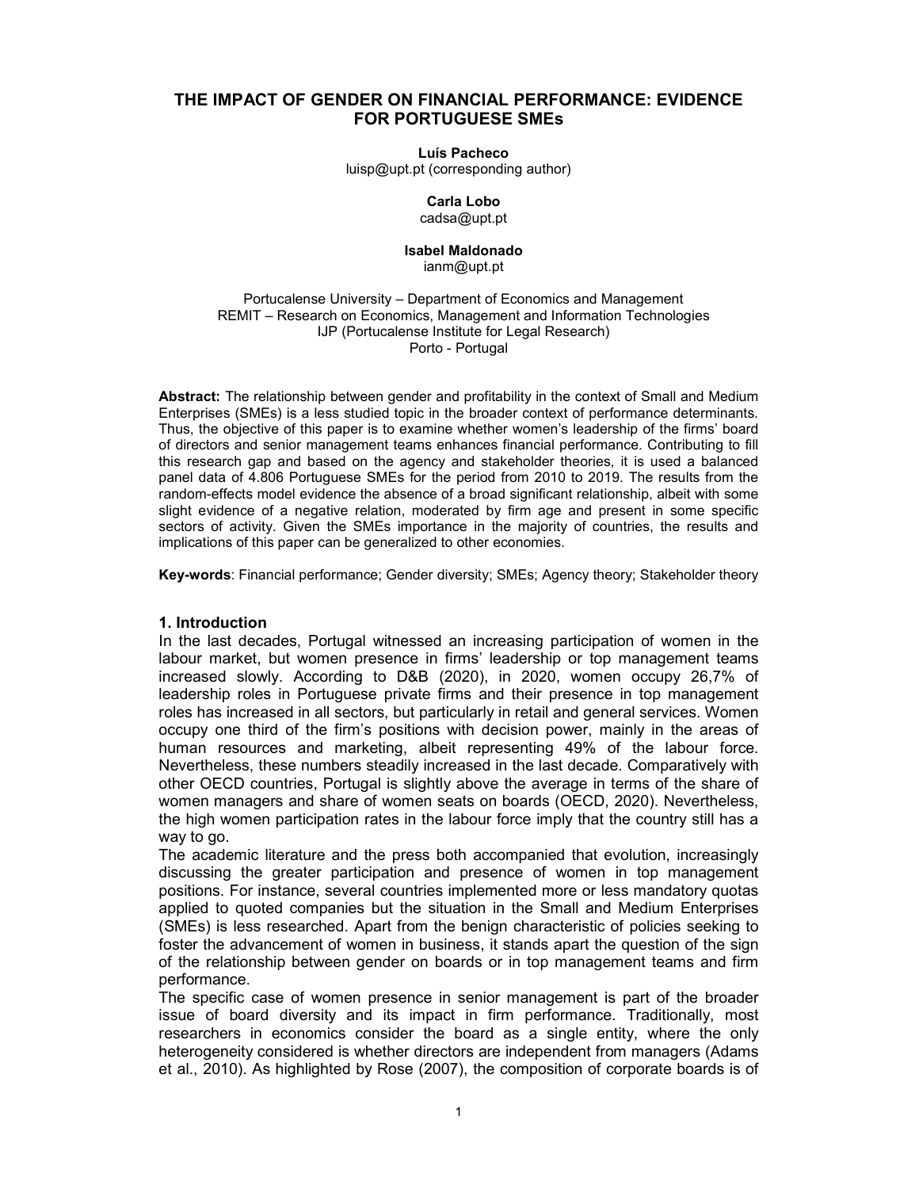# THE IMPACT OF GENDER ON FINANCIAL PERFORMANCE: EVIDENCE FOR PORTUGUESE SMEs

**Luís Pacheco**
luisp@upt.pt (corresponding author)

**Carla Lobo**
cadsa@upt.pt

**Isabel Maldonado**
ianm@upt.pt

Portucalense University – Department of Economics and Management
REMIT – Research on Economics, Management and Information Technologies
IJP (Portucalense Institute for Legal Research)
Porto - Portugal

**Abstract:** The relationship between gender and profitability in the context of Small and Medium Enterprises (SMEs) is a less studied topic in the broader context of performance determinants. Thus, the objective of this paper is to examine whether women's leadership of the firms' board of directors and senior management teams enhances financial performance. Contributing to fill this research gap and based on the agency and stakeholder theories, it is used a balanced panel data of 4.806 Portuguese SMEs for the period from 2010 to 2019. The results from the random-effects model evidence the absence of a broad significant relationship, albeit with some slight evidence of a negative relation, moderated by firm age and present in some specific sectors of activity. Given the SMEs importance in the majority of countries, the results and implications of this paper can be generalized to other economies.

**Key-words**: Financial performance; Gender diversity; SMEs; Agency theory; Stakeholder theory

## 1. Introduction

In the last decades, Portugal witnessed an increasing participation of women in the labour market, but women presence in firms' leadership or top management teams increased slowly. According to D&B (2020), in 2020, women occupy 26,7% of leadership roles in Portuguese private firms and their presence in top management roles has increased in all sectors, but particularly in retail and general services. Women occupy one third of the firm's positions with decision power, mainly in the areas of human resources and marketing, albeit representing 49% of the labour force. Nevertheless, these numbers steadily increased in the last decade. Comparatively with other OECD countries, Portugal is slightly above the average in terms of the share of women managers and share of women seats on boards (OECD, 2020). Nevertheless, the high women participation rates in the labour force imply that the country still has a way to go.

The academic literature and the press both accompanied that evolution, increasingly discussing the greater participation and presence of women in top management positions. For instance, several countries implemented more or less mandatory quotas applied to quoted companies but the situation in the Small and Medium Enterprises (SMEs) is less researched. Apart from the benign characteristic of policies seeking to foster the advancement of women in business, it stands apart the question of the sign of the relationship between gender on boards or in top management teams and firm performance.

The specific case of women presence in senior management is part of the broader issue of board diversity and its impact in firm performance. Traditionally, most researchers in economics consider the board as a single entity, where the only heterogeneity considered is whether directors are independent from managers (Adams et al., 2010). As highlighted by Rose (2007), the composition of corporate boards is of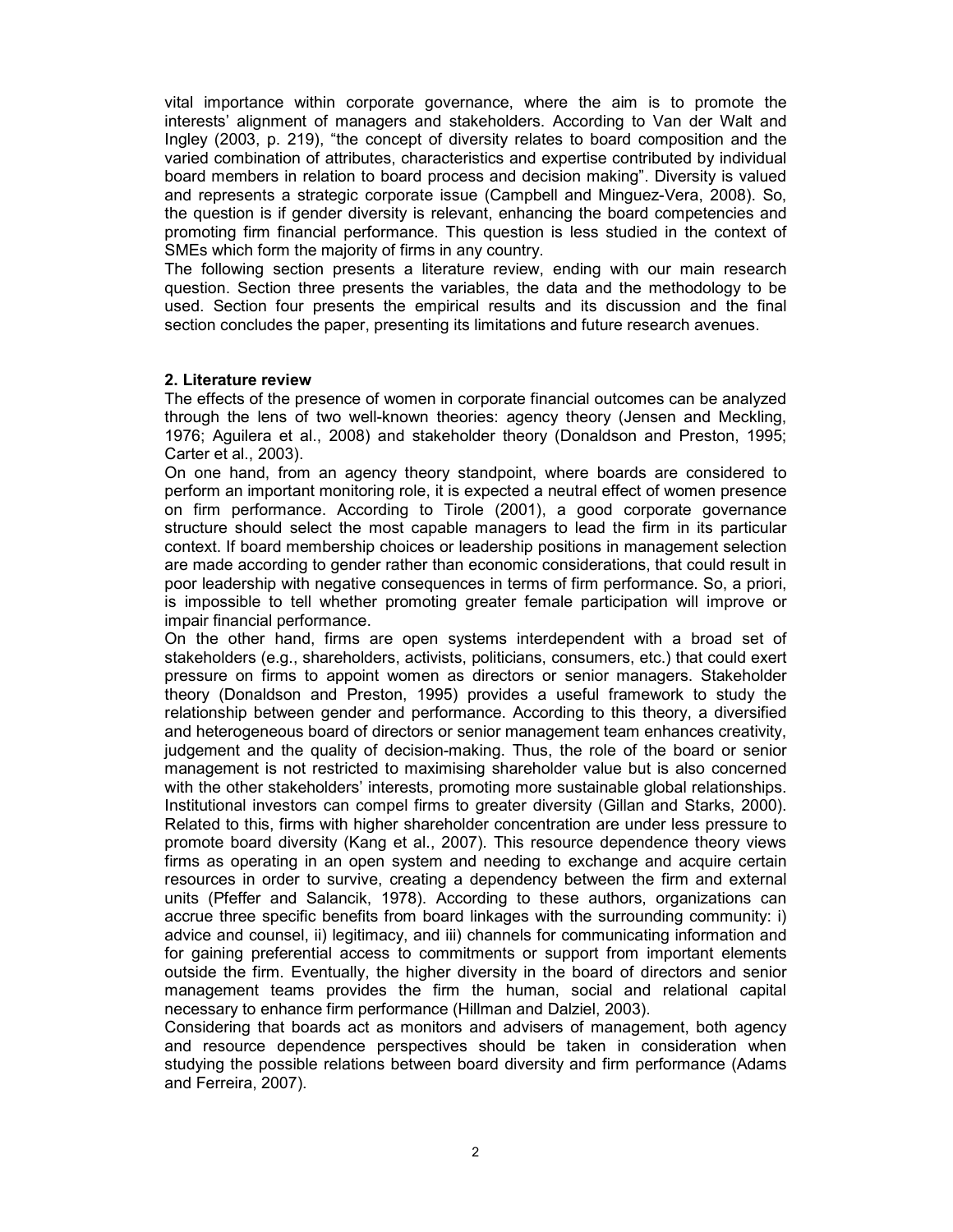vital importance within corporate governance, where the aim is to promote the interests' alignment of managers and stakeholders. According to Van der Walt and Ingley (2003, p. 219), "the concept of diversity relates to board composition and the varied combination of attributes, characteristics and expertise contributed by individual board members in relation to board process and decision making". Diversity is valued and represents a strategic corporate issue (Campbell and Minguez-Vera, 2008). So, the question is if gender diversity is relevant, enhancing the board competencies and promoting firm financial performance. This question is less studied in the context of SMEs which form the majority of firms in any country.

The following section presents a literature review, ending with our main research question. Section three presents the variables, the data and the methodology to be used. Section four presents the empirical results and its discussion and the final section concludes the paper, presenting its limitations and future research avenues.

## 2. Literature review

The effects of the presence of women in corporate financial outcomes can be analyzed through the lens of two well-known theories: agency theory (Jensen and Meckling, 1976; Aguilera et al., 2008) and stakeholder theory (Donaldson and Preston, 1995; Carter et al., 2003).

On one hand, from an agency theory standpoint, where boards are considered to perform an important monitoring role, it is expected a neutral effect of women presence on firm performance. According to Tirole (2001), a good corporate governance structure should select the most capable managers to lead the firm in its particular context. If board membership choices or leadership positions in management selection are made according to gender rather than economic considerations, that could result in poor leadership with negative consequences in terms of firm performance. So, a priori, is impossible to tell whether promoting greater female participation will improve or impair financial performance.

On the other hand, firms are open systems interdependent with a broad set of stakeholders (e.g., shareholders, activists, politicians, consumers, etc.) that could exert pressure on firms to appoint women as directors or senior managers. Stakeholder theory (Donaldson and Preston, 1995) provides a useful framework to study the relationship between gender and performance. According to this theory, a diversified and heterogeneous board of directors or senior management team enhances creativity, judgement and the quality of decision-making. Thus, the role of the board or senior management is not restricted to maximising shareholder value but is also concerned with the other stakeholders' interests, promoting more sustainable global relationships. Institutional investors can compel firms to greater diversity (Gillan and Starks, 2000). Related to this, firms with higher shareholder concentration are under less pressure to promote board diversity (Kang et al., 2007). This resource dependence theory views firms as operating in an open system and needing to exchange and acquire certain resources in order to survive, creating a dependency between the firm and external units (Pfeffer and Salancik, 1978). According to these authors, organizations can accrue three specific benefits from board linkages with the surrounding community: i) advice and counsel, ii) legitimacy, and iii) channels for communicating information and for gaining preferential access to commitments or support from important elements outside the firm. Eventually, the higher diversity in the board of directors and senior management teams provides the firm the human, social and relational capital necessary to enhance firm performance (Hillman and Dalziel, 2003).

Considering that boards act as monitors and advisers of management, both agency and resource dependence perspectives should be taken in consideration when studying the possible relations between board diversity and firm performance (Adams and Ferreira, 2007).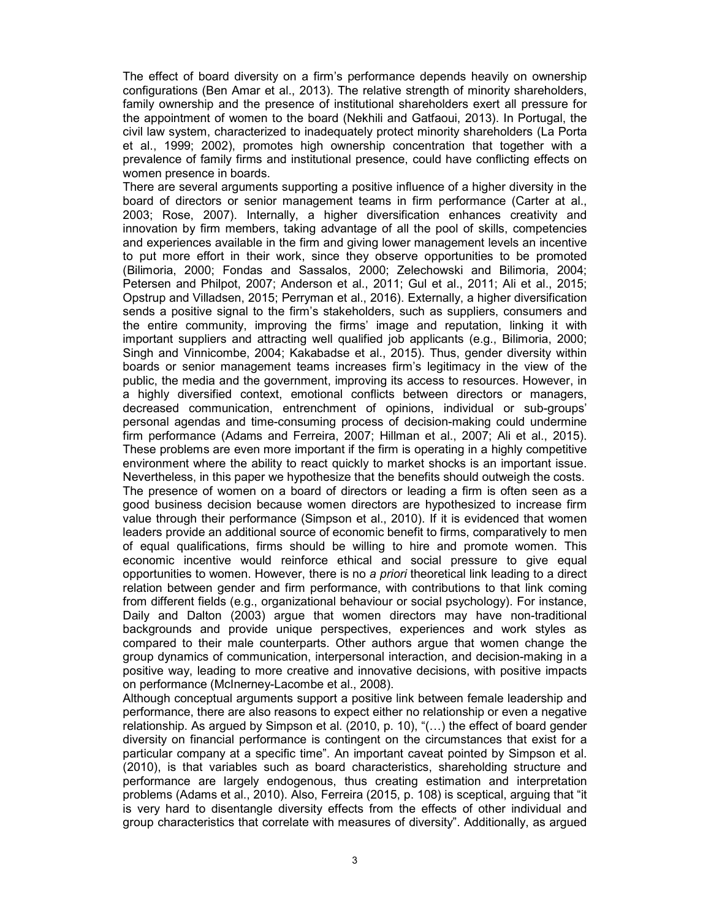The effect of board diversity on a firm's performance depends heavily on ownership configurations (Ben Amar et al., 2013). The relative strength of minority shareholders, family ownership and the presence of institutional shareholders exert all pressure for the appointment of women to the board (Nekhili and Gatfaoui, 2013). In Portugal, the civil law system, characterized to inadequately protect minority shareholders (La Porta et al., 1999; 2002), promotes high ownership concentration that together with a prevalence of family firms and institutional presence, could have conflicting effects on women presence in boards.

There are several arguments supporting a positive influence of a higher diversity in the board of directors or senior management teams in firm performance (Carter at al., 2003; Rose, 2007). Internally, a higher diversification enhances creativity and innovation by firm members, taking advantage of all the pool of skills, competencies and experiences available in the firm and giving lower management levels an incentive to put more effort in their work, since they observe opportunities to be promoted (Bilimoria, 2000; Fondas and Sassalos, 2000; Zelechowski and Bilimoria, 2004; Petersen and Philpot, 2007; Anderson et al., 2011; Gul et al., 2011; Ali et al., 2015; Opstrup and Villadsen, 2015; Perryman et al., 2016). Externally, a higher diversification sends a positive signal to the firm's stakeholders, such as suppliers, consumers and the entire community, improving the firms' image and reputation, linking it with important suppliers and attracting well qualified job applicants (e.g., Bilimoria, 2000; Singh and Vinnicombe, 2004; Kakabadse et al., 2015). Thus, gender diversity within boards or senior management teams increases firm's legitimacy in the view of the public, the media and the government, improving its access to resources. However, in a highly diversified context, emotional conflicts between directors or managers, decreased communication, entrenchment of opinions, individual or sub-groups' personal agendas and time-consuming process of decision-making could undermine firm performance (Adams and Ferreira, 2007; Hillman et al., 2007; Ali et al., 2015). These problems are even more important if the firm is operating in a highly competitive environment where the ability to react quickly to market shocks is an important issue. Nevertheless, in this paper we hypothesize that the benefits should outweigh the costs.

The presence of women on a board of directors or leading a firm is often seen as a good business decision because women directors are hypothesized to increase firm value through their performance (Simpson et al., 2010). If it is evidenced that women leaders provide an additional source of economic benefit to firms, comparatively to men of equal qualifications, firms should be willing to hire and promote women. This economic incentive would reinforce ethical and social pressure to give equal opportunities to women. However, there is no *a priori* theoretical link leading to a direct relation between gender and firm performance, with contributions to that link coming from different fields (e.g., organizational behaviour or social psychology). For instance, Daily and Dalton (2003) argue that women directors may have non-traditional backgrounds and provide unique perspectives, experiences and work styles as compared to their male counterparts. Other authors argue that women change the group dynamics of communication, interpersonal interaction, and decision-making in a positive way, leading to more creative and innovative decisions, with positive impacts on performance (McInerney-Lacombe et al., 2008).

Although conceptual arguments support a positive link between female leadership and performance, there are also reasons to expect either no relationship or even a negative relationship. As argued by Simpson et al. (2010, p. 10), "(…) the effect of board gender diversity on financial performance is contingent on the circumstances that exist for a particular company at a specific time". An important caveat pointed by Simpson et al. (2010), is that variables such as board characteristics, shareholding structure and performance are largely endogenous, thus creating estimation and interpretation problems (Adams et al., 2010). Also, Ferreira (2015, p. 108) is sceptical, arguing that "it is very hard to disentangle diversity effects from the effects of other individual and group characteristics that correlate with measures of diversity". Additionally, as argued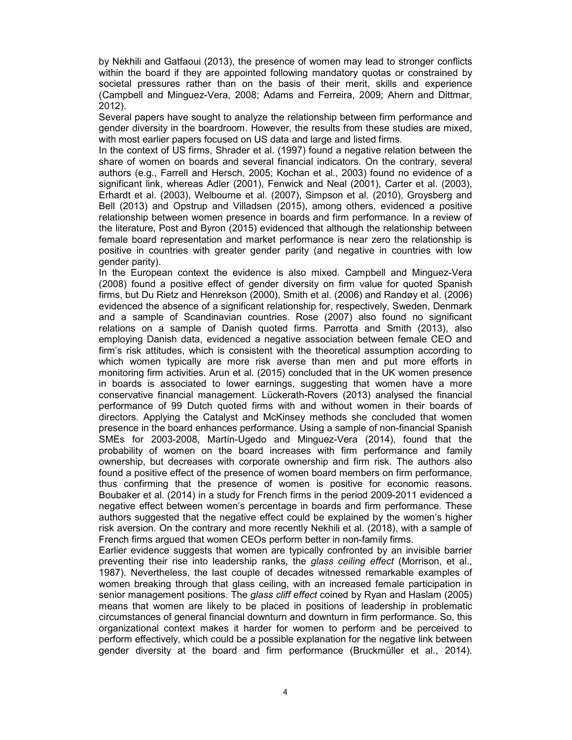by Nekhili and Gatfaoui (2013), the presence of women may lead to stronger conflicts within the board if they are appointed following mandatory quotas or constrained by societal pressures rather than on the basis of their merit, skills and experience (Campbell and Minguez-Vera, 2008; Adams and Ferreira, 2009; Ahern and Dittmar, 2012).

Several papers have sought to analyze the relationship between firm performance and gender diversity in the boardroom. However, the results from these studies are mixed, with most earlier papers focused on US data and large and listed firms.

In the context of US firms, Shrader et al. (1997) found a negative relation between the share of women on boards and several financial indicators. On the contrary, several authors (e.g., Farrell and Hersch, 2005; Kochan et al., 2003) found no evidence of a significant link, whereas Adler (2001), Fenwick and Neal (2001), Carter et al. (2003), Erhardt et al. (2003), Welbourne et al. (2007), Simpson et al. (2010), Groysberg and Bell (2013) and Opstrup and Villadsen (2015), among others, evidenced a positive relationship between women presence in boards and firm performance. In a review of the literature, Post and Byron (2015) evidenced that although the relationship between female board representation and market performance is near zero the relationship is positive in countries with greater gender parity (and negative in countries with low gender parity).

In the European context the evidence is also mixed. Campbell and Minguez-Vera (2008) found a positive effect of gender diversity on firm value for quoted Spanish firms, but Du Rietz and Henrekson (2000), Smith et al. (2006) and Randøy et al. (2006) evidenced the absence of a significant relationship for, respectively, Sweden, Denmark and a sample of Scandinavian countries. Rose (2007) also found no significant relations on a sample of Danish quoted firms. Parrotta and Smith (2013), also employing Danish data, evidenced a negative association between female CEO and firm's risk attitudes, which is consistent with the theoretical assumption according to which women typically are more risk averse than men and put more efforts in monitoring firm activities. Arun et al. (2015) concluded that in the UK women presence in boards is associated to lower earnings, suggesting that women have a more conservative financial management. Lückerath-Rovers (2013) analysed the financial performance of 99 Dutch quoted firms with and without women in their boards of directors. Applying the Catalyst and McKinsey methods she concluded that women presence in the board enhances performance. Using a sample of non-financial Spanish SMEs for 2003-2008, Martín-Ugedo and Minguez-Vera (2014), found that the probability of women on the board increases with firm performance and family ownership, but decreases with corporate ownership and firm risk. The authors also found a positive effect of the presence of women board members on firm performance, thus confirming that the presence of women is positive for economic reasons. Boubaker et al. (2014) in a study for French firms in the period 2009-2011 evidenced a negative effect between women's percentage in boards and firm performance. These authors suggested that the negative effect could be explained by the women's higher risk aversion. On the contrary and more recently Nekhili et al. (2018), with a sample of French firms argued that women CEOs perform better in non-family firms.

Earlier evidence suggests that women are typically confronted by an invisible barrier preventing their rise into leadership ranks, the *glass ceiling effect* (Morrison, et al., 1987). Nevertheless, the last couple of decades witnessed remarkable examples of women breaking through that glass ceiling, with an increased female participation in senior management positions. The *glass cliff effect* coined by Ryan and Haslam (2005) means that women are likely to be placed in positions of leadership in problematic circumstances of general financial downturn and downturn in firm performance. So, this organizational context makes it harder for women to perform and be perceived to perform effectively, which could be a possible explanation for the negative link between gender diversity at the board and firm performance (Bruckmüller et al., 2014).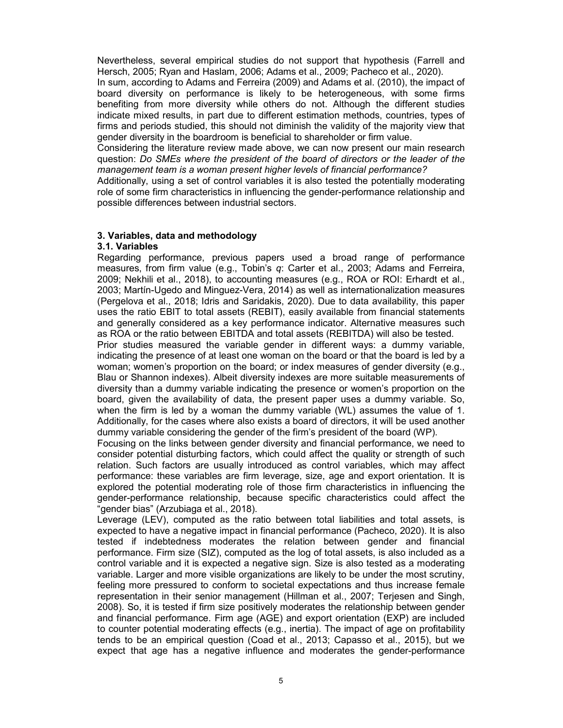Nevertheless, several empirical studies do not support that hypothesis (Farrell and Hersch, 2005; Ryan and Haslam, 2006; Adams et al., 2009; Pacheco et al., 2020).

In sum, according to Adams and Ferreira (2009) and Adams et al. (2010), the impact of board diversity on performance is likely to be heterogeneous, with some firms benefiting from more diversity while others do not. Although the different studies indicate mixed results, in part due to different estimation methods, countries, types of firms and periods studied, this should not diminish the validity of the majority view that gender diversity in the boardroom is beneficial to shareholder or firm value.

Considering the literature review made above, we can now present our main research question: *Do SMEs where the president of the board of directors or the leader of the management team is a woman present higher levels of financial performance?*

Additionally, using a set of control variables it is also tested the potentially moderating role of some firm characteristics in influencing the gender-performance relationship and possible differences between industrial sectors.

## 3. Variables, data and methodology

### 3.1. Variables

Regarding performance, previous papers used a broad range of performance measures, from firm value (e.g., Tobin's *q*: Carter et al., 2003; Adams and Ferreira, 2009; Nekhili et al., 2018), to accounting measures (e.g., ROA or ROI: Erhardt et al., 2003; Martín-Ugedo and Minguez-Vera, 2014) as well as internationalization measures (Pergelova et al., 2018; Idris and Saridakis, 2020). Due to data availability, this paper uses the ratio EBIT to total assets (REBIT), easily available from financial statements and generally considered as a key performance indicator. Alternative measures such as ROA or the ratio between EBITDA and total assets (REBITDA) will also be tested.

Prior studies measured the variable gender in different ways: a dummy variable, indicating the presence of at least one woman on the board or that the board is led by a woman; women's proportion on the board; or index measures of gender diversity (e.g., Blau or Shannon indexes). Albeit diversity indexes are more suitable measurements of diversity than a dummy variable indicating the presence or women's proportion on the board, given the availability of data, the present paper uses a dummy variable. So, when the firm is led by a woman the dummy variable (WL) assumes the value of 1. Additionally, for the cases where also exists a board of directors, it will be used another dummy variable considering the gender of the firm's president of the board (WP).

Focusing on the links between gender diversity and financial performance, we need to consider potential disturbing factors, which could affect the quality or strength of such relation. Such factors are usually introduced as control variables, which may affect performance: these variables are firm leverage, size, age and export orientation. It is explored the potential moderating role of those firm characteristics in influencing the gender-performance relationship, because specific characteristics could affect the "gender bias" (Arzubiaga et al., 2018).

Leverage (LEV), computed as the ratio between total liabilities and total assets, is expected to have a negative impact in financial performance (Pacheco, 2020). It is also tested if indebtedness moderates the relation between gender and financial performance. Firm size (SIZ), computed as the log of total assets, is also included as a control variable and it is expected a negative sign. Size is also tested as a moderating variable. Larger and more visible organizations are likely to be under the most scrutiny, feeling more pressured to conform to societal expectations and thus increase female representation in their senior management (Hillman et al., 2007; Terjesen and Singh, 2008). So, it is tested if firm size positively moderates the relationship between gender and financial performance. Firm age (AGE) and export orientation (EXP) are included to counter potential moderating effects (e.g., inertia). The impact of age on profitability tends to be an empirical question (Coad et al., 2013; Capasso et al., 2015), but we expect that age has a negative influence and moderates the gender-performance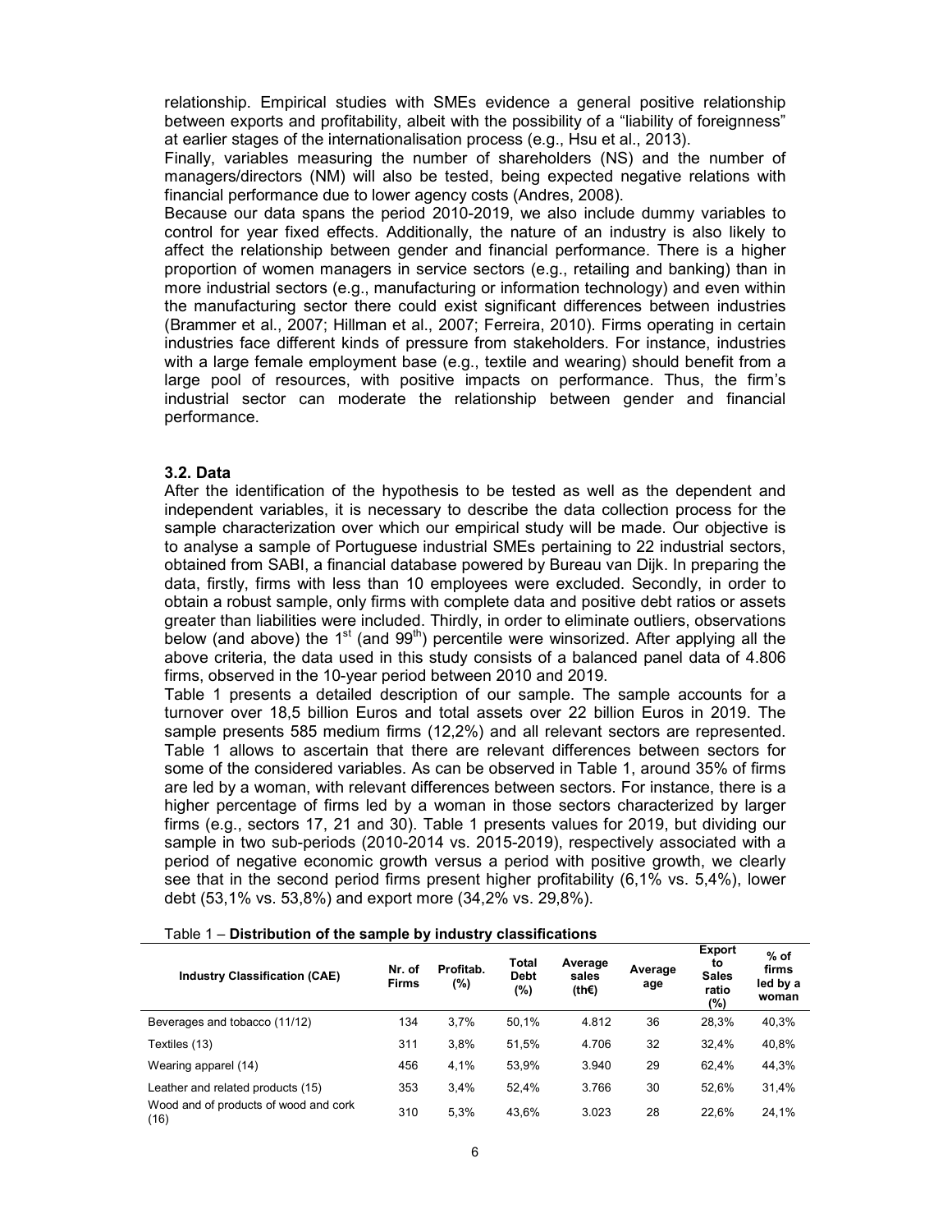relationship. Empirical studies with SMEs evidence a general positive relationship between exports and profitability, albeit with the possibility of a "liability of foreignness" at earlier stages of the internationalisation process (e.g., Hsu et al., 2013).

Finally, variables measuring the number of shareholders (NS) and the number of managers/directors (NM) will also be tested, being expected negative relations with financial performance due to lower agency costs (Andres, 2008).

Because our data spans the period 2010-2019, we also include dummy variables to control for year fixed effects. Additionally, the nature of an industry is also likely to affect the relationship between gender and financial performance. There is a higher proportion of women managers in service sectors (e.g., retailing and banking) than in more industrial sectors (e.g., manufacturing or information technology) and even within the manufacturing sector there could exist significant differences between industries (Brammer et al., 2007; Hillman et al., 2007; Ferreira, 2010). Firms operating in certain industries face different kinds of pressure from stakeholders. For instance, industries with a large female employment base (e.g., textile and wearing) should benefit from a large pool of resources, with positive impacts on performance. Thus, the firm's industrial sector can moderate the relationship between gender and financial performance.

### 3.2. Data

After the identification of the hypothesis to be tested as well as the dependent and independent variables, it is necessary to describe the data collection process for the sample characterization over which our empirical study will be made. Our objective is to analyse a sample of Portuguese industrial SMEs pertaining to 22 industrial sectors, obtained from SABI, a financial database powered by Bureau van Dijk. In preparing the data, firstly, firms with less than 10 employees were excluded. Secondly, in order to obtain a robust sample, only firms with complete data and positive debt ratios or assets greater than liabilities were included. Thirdly, in order to eliminate outliers, observations below (and above) the 1st (and 99th) percentile were winsorized. After applying all the above criteria, the data used in this study consists of a balanced panel data of 4.806 firms, observed in the 10-year period between 2010 and 2019.

Table 1 presents a detailed description of our sample. The sample accounts for a turnover over 18,5 billion Euros and total assets over 22 billion Euros in 2019. The sample presents 585 medium firms (12,2%) and all relevant sectors are represented. Table 1 allows to ascertain that there are relevant differences between sectors for some of the considered variables. As can be observed in Table 1, around 35% of firms are led by a woman, with relevant differences between sectors. For instance, there is a higher percentage of firms led by a woman in those sectors characterized by larger firms (e.g., sectors 17, 21 and 30). Table 1 presents values for 2019, but dividing our sample in two sub-periods (2010-2014 vs. 2015-2019), respectively associated with a period of negative economic growth versus a period with positive growth, we clearly see that in the second period firms present higher profitability (6,1% vs. 5,4%), lower debt (53,1% vs. 53,8%) and export more (34,2% vs. 29,8%).

Table 1 – **Distribution of the sample by industry classifications**

| Industry Classification (CAE) | Nr. of Firms | Profitab. (%) | Total Debt (%) | Average sales (th€) | Average age | Export to Sales ratio (%) | % of firms led by a woman |
|---|---|---|---|---|---|---|---|
| Beverages and tobacco (11/12) | 134 | 3,7% | 50,1% | 4.812 | 36 | 28,3% | 40,3% |
| Textiles (13) | 311 | 3,8% | 51,5% | 4.706 | 32 | 32,4% | 40,8% |
| Wearing apparel (14) | 456 | 4,1% | 53,9% | 3.940 | 29 | 62,4% | 44,3% |
| Leather and related products (15) | 353 | 3,4% | 52,4% | 3.766 | 30 | 52,6% | 31,4% |
| Wood and of products of wood and cork (16) | 310 | 5,3% | 43,6% | 3.023 | 28 | 22,6% | 24,1% |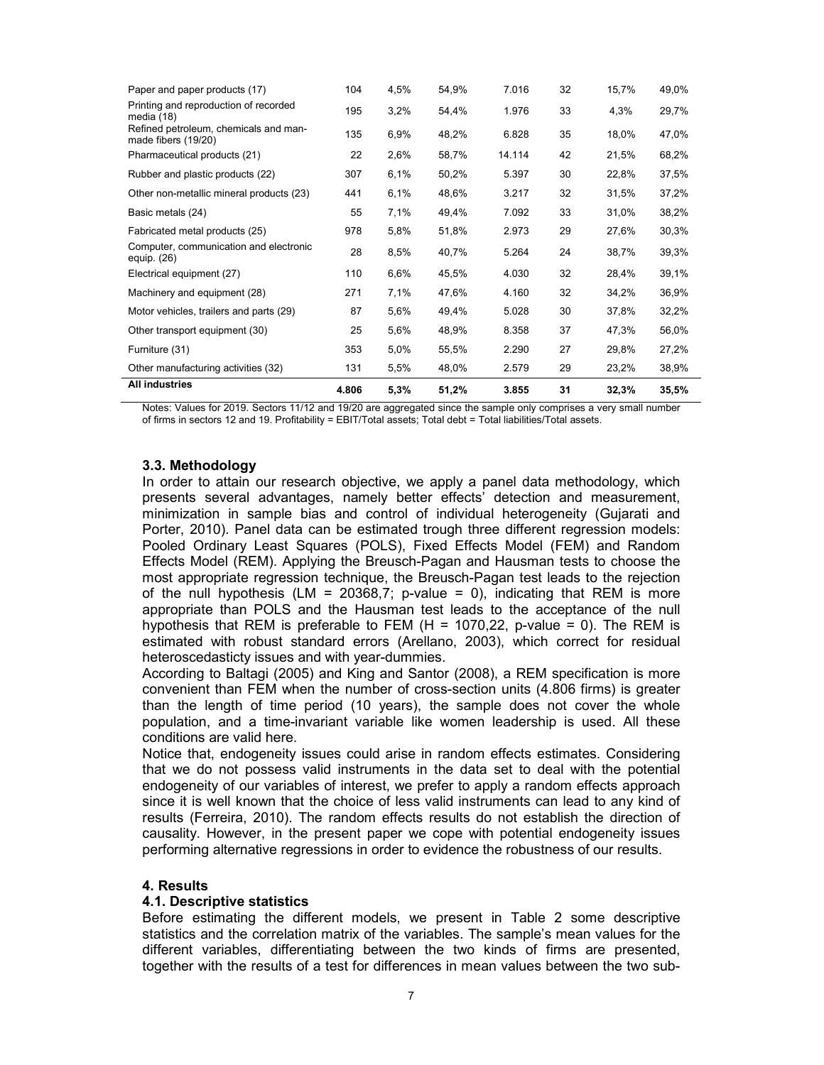| | | | | | | | |
|---|---|---|---|---|---|---|---|
| Paper and paper products (17) | 104 | 4,5% | 54,9% | 7.016 | 32 | 15,7% | 49,0% |
| Printing and reproduction of recorded media (18) | 195 | 3,2% | 54,4% | 1.976 | 33 | 4,3% | 29,7% |
| Refined petroleum, chemicals and man-made fibers (19/20) | 135 | 6,9% | 48,2% | 6.828 | 35 | 18,0% | 47,0% |
| Pharmaceutical products (21) | 22 | 2,6% | 58,7% | 14.114 | 42 | 21,5% | 68,2% |
| Rubber and plastic products (22) | 307 | 6,1% | 50,2% | 5.397 | 30 | 22,8% | 37,5% |
| Other non-metallic mineral products (23) | 441 | 6,1% | 48,6% | 3.217 | 32 | 31,5% | 37,2% |
| Basic metals (24) | 55 | 7,1% | 49,4% | 7.092 | 33 | 31,0% | 38,2% |
| Fabricated metal products (25) | 978 | 5,8% | 51,8% | 2.973 | 29 | 27,6% | 30,3% |
| Computer, communication and electronic equip. (26) | 28 | 8,5% | 40,7% | 5.264 | 24 | 38,7% | 39,3% |
| Electrical equipment (27) | 110 | 6,6% | 45,5% | 4.030 | 32 | 28,4% | 39,1% |
| Machinery and equipment (28) | 271 | 7,1% | 47,6% | 4.160 | 32 | 34,2% | 36,9% |
| Motor vehicles, trailers and parts (29) | 87 | 5,6% | 49,4% | 5.028 | 30 | 37,8% | 32,2% |
| Other transport equipment (30) | 25 | 5,6% | 48,9% | 8.358 | 37 | 47,3% | 56,0% |
| Furniture (31) | 353 | 5,0% | 55,5% | 2.290 | 27 | 29,8% | 27,2% |
| Other manufacturing activities (32) | 131 | 5,5% | 48,0% | 2.579 | 29 | 23,2% | 38,9% |
| **All industries** | **4.806** | **5,3%** | **51,2%** | **3.855** | **31** | **32,3%** | **35,5%** |

Notes: Values for 2019. Sectors 11/12 and 19/20 are aggregated since the sample only comprises a very small number of firms in sectors 12 and 19. Profitability = EBIT/Total assets; Total debt = Total liabilities/Total assets.

### 3.3. Methodology

In order to attain our research objective, we apply a panel data methodology, which presents several advantages, namely better effects' detection and measurement, minimization in sample bias and control of individual heterogeneity (Gujarati and Porter, 2010). Panel data can be estimated trough three different regression models: Pooled Ordinary Least Squares (POLS), Fixed Effects Model (FEM) and Random Effects Model (REM). Applying the Breusch-Pagan and Hausman tests to choose the most appropriate regression technique, the Breusch-Pagan test leads to the rejection of the null hypothesis (LM = 20368,7; p-value = 0), indicating that REM is more appropriate than POLS and the Hausman test leads to the acceptance of the null hypothesis that REM is preferable to FEM (H = 1070,22, p-value = 0). The REM is estimated with robust standard errors (Arellano, 2003), which correct for residual heteroscedasticty issues and with year-dummies.

According to Baltagi (2005) and King and Santor (2008), a REM specification is more convenient than FEM when the number of cross-section units (4.806 firms) is greater than the length of time period (10 years), the sample does not cover the whole population, and a time-invariant variable like women leadership is used. All these conditions are valid here.

Notice that, endogeneity issues could arise in random effects estimates. Considering that we do not possess valid instruments in the data set to deal with the potential endogeneity of our variables of interest, we prefer to apply a random effects approach since it is well known that the choice of less valid instruments can lead to any kind of results (Ferreira, 2010). The random effects results do not establish the direction of causality. However, in the present paper we cope with potential endogeneity issues performing alternative regressions in order to evidence the robustness of our results.

## 4. Results

### 4.1. Descriptive statistics

Before estimating the different models, we present in Table 2 some descriptive statistics and the correlation matrix of the variables. The sample's mean values for the different variables, differentiating between the two kinds of firms are presented, together with the results of a test for differences in mean values between the two sub-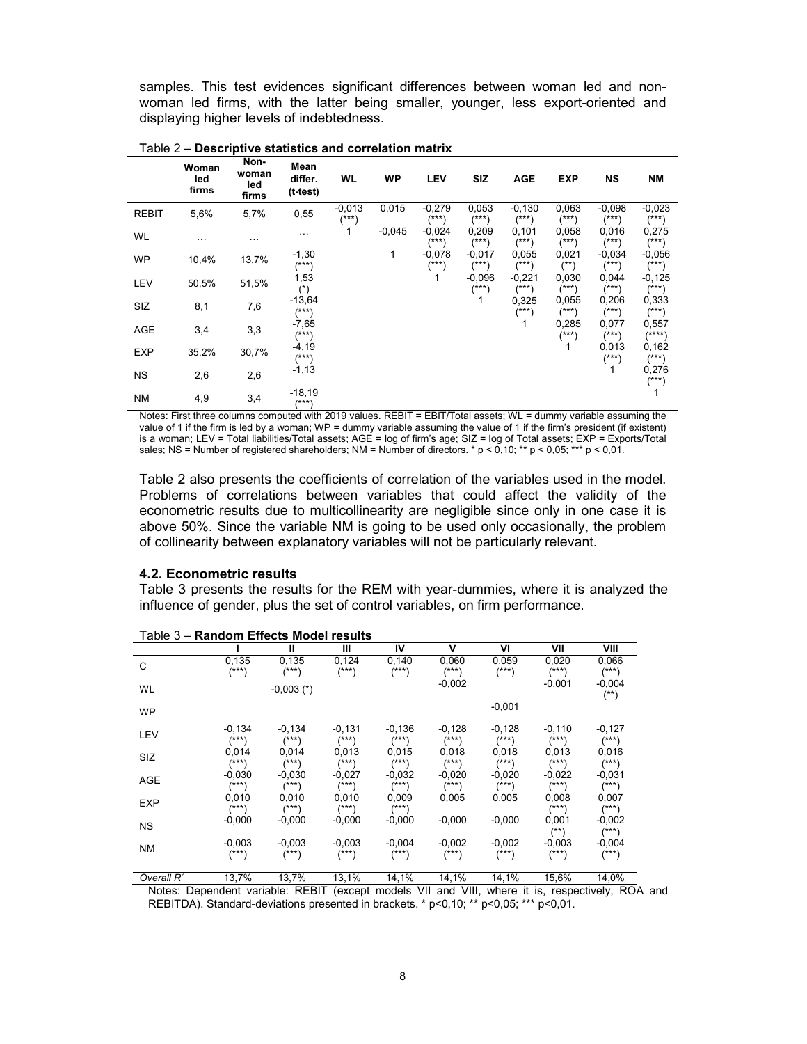samples. This test evidences significant differences between woman led and non-woman led firms, with the latter being smaller, younger, less export-oriented and displaying higher levels of indebtedness.

Table 2 – **Descriptive statistics and correlation matrix**

| | Woman led firms | Non-woman led firms | Mean differ. (t-test) | WL | WP | LEV | SIZ | AGE | EXP | NS | NM |
|---|---|---|---|---|---|---|---|---|---|---|---|
| REBIT | 5,6% | 5,7% | 0,55 | -0,013 (***) | 0,015 | -0,279 (***) | 0,053 (***) | -0,130 (***) | 0,063 (***) | -0,098 (***) | -0,023 (***) |
| WL | … | … | … | 1 | -0,045 | -0,024 (***) | 0,209 (***) | 0,101 (***) | 0,058 (***) | 0,016 (***) | 0,275 (***) |
| WP | 10,4% | 13,7% | -1,30 (***) | | 1 | -0,078 (***) | -0,017 (***) | 0,055 (***) | 0,021 (**) | -0,034 (***) | -0,056 (***) |
| LEV | 50,5% | 51,5% | 1,53 (*) | | | 1 | -0,096 (***) | -0,221 (***) | 0,030 (***) | 0,044 (***) | -0,125 (***) |
| SIZ | 8,1 | 7,6 | -13,64 (***) | | | | 1 | 0,325 (***) | 0,055 (***) | 0,206 (***) | 0,333 (***) |
| AGE | 3,4 | 3,3 | -7,65 (***) | | | | | 1 | 0,285 (***) | 0,077 (***) | 0,557 (****) |
| EXP | 35,2% | 30,7% | -4,19 (***) | | | | | | 1 | 0,013 (***) | 0,162 (***) |
| NS | 2,6 | 2,6 | -1,13 | | | | | | | 1 | 0,276 (***) |
| NM | 4,9 | 3,4 | -18,19 (***) | | | | | | | | 1 |

Notes: First three columns computed with 2019 values. REBIT = EBIT/Total assets; WL = dummy variable assuming the value of 1 if the firm is led by a woman; WP = dummy variable assuming the value of 1 if the firm's president (if existent) is a woman; LEV = Total liabilities/Total assets; AGE = log of firm's age; SIZ = log of Total assets; EXP = Exports/Total sales; NS = Number of registered shareholders; NM = Number of directors. * p < 0,10; ** p < 0,05; *** p < 0,01.

Table 2 also presents the coefficients of correlation of the variables used in the model. Problems of correlations between variables that could affect the validity of the econometric results due to multicollinearity are negligible since only in one case it is above 50%. Since the variable NM is going to be used only occasionally, the problem of collinearity between explanatory variables will not be particularly relevant.

### 4.2. Econometric results

Table 3 presents the results for the REM with year-dummies, where it is analyzed the influence of gender, plus the set of control variables, on firm performance.

Table 3 – **Random Effects Model results**

| | I | II | III | IV | V | VI | VII | VIII |
|---|---|---|---|---|---|---|---|---|
| C | 0,135 (***) | 0,135 (***) | 0,124 (***) | 0,140 (***) | 0,060 (***) | 0,059 (***) | 0,020 (***) | 0,066 (***) |
| WL | | -0,003 (*) | | | -0,002 | | -0,001 | -0,004 (**) |
| WP | | | | | | -0,001 | | |
| LEV | -0,134 (***) | -0,134 (***) | -0,131 (***) | -0,136 (***) | -0,128 (***) | -0,128 (***) | -0,110 (***) | -0,127 (***) |
| SIZ | 0,014 (***) | 0,014 (***) | 0,013 (***) | 0,015 (***) | 0,018 (***) | 0,018 (***) | 0,013 (***) | 0,016 (***) |
| AGE | -0,030 (***) | -0,030 (***) | -0,027 (***) | -0,032 (***) | -0,020 (***) | -0,020 (***) | -0,022 (***) | -0,031 (***) |
| EXP | 0,010 (***) | 0,010 (***) | 0,010 (***) | 0,009 (***) | 0,005 | 0,005 | 0,008 (***) | 0,007 (***) |
| NS | -0,000 | -0,000 | -0,000 | -0,000 | -0,000 | -0,000 | 0,001 (**) | -0,002 (***) |
| NM | -0,003 (***) | -0,003 (***) | -0,003 (***) | -0,004 (***) | -0,002 (***) | -0,002 (***) | -0,003 (***) | -0,004 (***) |
| *Overall* $R^2$ | 13,7% | 13,7% | 13,1% | 14,1% | 14,1% | 14,1% | 15,6% | 14,0% |

Notes: Dependent variable: REBIT (except models VII and VIII, where it is, respectively, ROA and REBITDA). Standard-deviations presented in brackets. * p<0,10; ** p<0,05; *** p<0,01.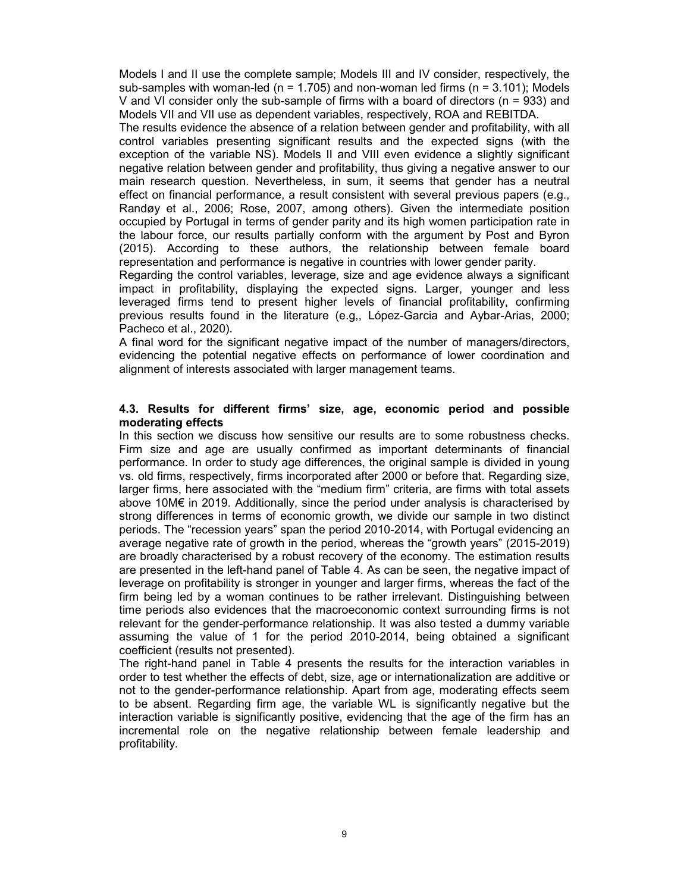Models I and II use the complete sample; Models III and IV consider, respectively, the sub-samples with woman-led (n = 1.705) and non-woman led firms (n = 3.101); Models V and VI consider only the sub-sample of firms with a board of directors (n = 933) and Models VII and VII use as dependent variables, respectively, ROA and REBITDA.

The results evidence the absence of a relation between gender and profitability, with all control variables presenting significant results and the expected signs (with the exception of the variable NS). Models II and VIII even evidence a slightly significant negative relation between gender and profitability, thus giving a negative answer to our main research question. Nevertheless, in sum, it seems that gender has a neutral effect on financial performance, a result consistent with several previous papers (e.g., Randøy et al., 2006; Rose, 2007, among others). Given the intermediate position occupied by Portugal in terms of gender parity and its high women participation rate in the labour force, our results partially conform with the argument by Post and Byron (2015). According to these authors, the relationship between female board representation and performance is negative in countries with lower gender parity.

Regarding the control variables, leverage, size and age evidence always a significant impact in profitability, displaying the expected signs. Larger, younger and less leveraged firms tend to present higher levels of financial profitability, confirming previous results found in the literature (e.g,, López-Garcia and Aybar-Arias, 2000; Pacheco et al., 2020).

A final word for the significant negative impact of the number of managers/directors, evidencing the potential negative effects on performance of lower coordination and alignment of interests associated with larger management teams.

### 4.3. Results for different firms' size, age, economic period and possible moderating effects

In this section we discuss how sensitive our results are to some robustness checks. Firm size and age are usually confirmed as important determinants of financial performance. In order to study age differences, the original sample is divided in young vs. old firms, respectively, firms incorporated after 2000 or before that. Regarding size, larger firms, here associated with the "medium firm" criteria, are firms with total assets above 10M€ in 2019. Additionally, since the period under analysis is characterised by strong differences in terms of economic growth, we divide our sample in two distinct periods. The "recession years" span the period 2010-2014, with Portugal evidencing an average negative rate of growth in the period, whereas the "growth years" (2015-2019) are broadly characterised by a robust recovery of the economy. The estimation results are presented in the left-hand panel of Table 4. As can be seen, the negative impact of leverage on profitability is stronger in younger and larger firms, whereas the fact of the firm being led by a woman continues to be rather irrelevant. Distinguishing between time periods also evidences that the macroeconomic context surrounding firms is not relevant for the gender-performance relationship. It was also tested a dummy variable assuming the value of 1 for the period 2010-2014, being obtained a significant coefficient (results not presented).

The right-hand panel in Table 4 presents the results for the interaction variables in order to test whether the effects of debt, size, age or internationalization are additive or not to the gender-performance relationship. Apart from age, moderating effects seem to be absent. Regarding firm age, the variable WL is significantly negative but the interaction variable is significantly positive, evidencing that the age of the firm has an incremental role on the negative relationship between female leadership and profitability.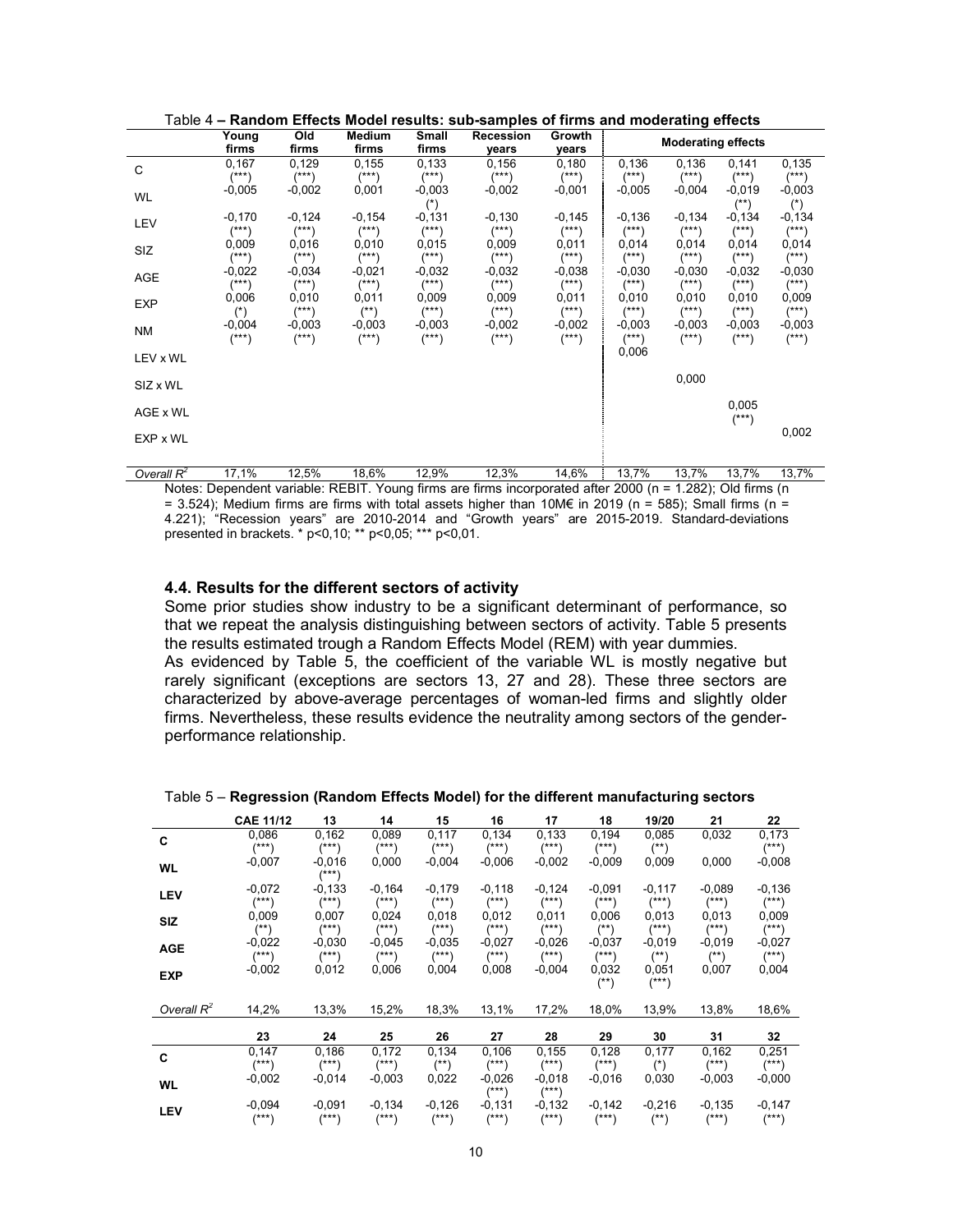Table 4 – **Random Effects Model results: sub-samples of firms and moderating effects**

| | Young firms | Old firms | Medium firms | Small firms | Recession years | Growth years | Moderating effects | | | |
|---|---|---|---|---|---|---|---|---|---|---|
| C | 0,167 (***) | 0,129 (***) | 0,155 (***) | 0,133 (***) | 0,156 (***) | 0,180 (***) | 0,136 (***) | 0,136 (***) | 0,141 (***) | 0,135 (***) |
| WL | -0,005 | -0,002 | 0,001 | -0,003 (*) | -0,002 | -0,001 | -0,005 | -0,004 | -0,019 (**) | -0,003 (*) |
| LEV | -0,170 (***) | -0,124 (***) | -0,154 (***) | -0,131 (***) | -0,130 (***) | -0,145 (***) | -0,136 (***) | -0,134 (***) | -0,134 (***) | -0,134 (***) |
| SIZ | 0,009 (***) | 0,016 (***) | 0,010 (***) | 0,015 (***) | 0,009 (***) | 0,011 (***) | 0,014 (***) | 0,014 (***) | 0,014 (***) | 0,014 (***) |
| AGE | -0,022 (***) | -0,034 (***) | -0,021 (***) | -0,032 (***) | -0,032 (***) | -0,038 (***) | -0,030 (***) | -0,030 (***) | -0,032 (***) | -0,030 (***) |
| EXP | 0,006 (*) | 0,010 (***) | 0,011 (**) | 0,009 (***) | 0,009 (***) | 0,011 (***) | 0,010 (***) | 0,010 (***) | 0,010 (***) | 0,009 (***) |
| NM | -0,004 (***) | -0,003 (***) | -0,003 (***) | -0,003 (***) | -0,002 (***) | -0,002 (***) | -0,003 (***) | -0,003 (***) | -0,003 (***) | -0,003 (***) |
| LEV x WL | | | | | | | 0,006 | | | |
| SIZ x WL | | | | | | | | 0,000 | | |
| AGE x WL | | | | | | | | | 0,005 (***) | |
| EXP x WL | | | | | | | | | | 0,002 |
| Overall $R^2$ | 17,1% | 12,5% | 18,6% | 12,9% | 12,3% | 14,6% | 13,7% | 13,7% | 13,7% | 13,7% |

Notes: Dependent variable: REBIT. Young firms are firms incorporated after 2000 (n = 1.282); Old firms (n = 3.524); Medium firms are firms with total assets higher than 10M€ in 2019 (n = 585); Small firms (n = 4.221); "Recession years" are 2010-2014 and "Growth years" are 2015-2019. Standard-deviations presented in brackets. * p<0,10; ** p<0,05; *** p<0,01.

### 4.4. Results for the different sectors of activity

Some prior studies show industry to be a significant determinant of performance, so that we repeat the analysis distinguishing between sectors of activity. Table 5 presents the results estimated trough a Random Effects Model (REM) with year dummies.

As evidenced by Table 5, the coefficient of the variable WL is mostly negative but rarely significant (exceptions are sectors 13, 27 and 28). These three sectors are characterized by above-average percentages of woman-led firms and slightly older firms. Nevertheless, these results evidence the neutrality among sectors of the gender-performance relationship.

Table 5 – **Regression (Random Effects Model) for the different manufacturing sectors**

| | CAE 11/12 | 13 | 14 | 15 | 16 | 17 | 18 | 19/20 | 21 | 22 |
|---|---|---|---|---|---|---|---|---|---|---|
| **C** | 0,086 (***) | 0,162 (***) | 0,089 (***) | 0,117 (***) | 0,134 (***) | 0,133 (***) | 0,194 (***) | 0,085 (**) | 0,032 | 0,173 (***) |
| **WL** | -0,007 | -0,016 (***) | 0,000 | -0,004 | -0,006 | -0,002 | -0,009 | 0,009 | 0,000 | -0,008 |
| **LEV** | -0,072 (***) | -0,133 (***) | -0,164 (***) | -0,179 (***) | -0,118 (***) | -0,124 (***) | -0,091 (***) | -0,117 (***) | -0,089 (***) | -0,136 (***) |
| **SIZ** | 0,009 (**) | 0,007 (***) | 0,024 (***) | 0,018 (***) | 0,012 (***) | 0,011 (***) | 0,006 (**) | 0,013 (***) | 0,013 (***) | 0,009 (***) |
| **AGE** | -0,022 (***) | -0,030 (***) | -0,045 (***) | -0,035 (***) | -0,027 (***) | -0,026 (***) | -0,037 (***) | -0,019 (**) | -0,019 (**) | -0,027 (***) |
| **EXP** | -0,002 | 0,012 | 0,006 | 0,004 | 0,008 | -0,004 | 0,032 (**) | 0,051 (***) | 0,007 | 0,004 |
| *Overall $R^2$* | 14,2% | 13,3% | 15,2% | 18,3% | 13,1% | 17,2% | 18,0% | 13,9% | 13,8% | 18,6% |
| | **23** | **24** | **25** | **26** | **27** | **28** | **29** | **30** | **31** | **32** |
| **C** | 0,147 (***) | 0,186 (***) | 0,172 (***) | 0,134 (**) | 0,106 (***) | 0,155 (***) | 0,128 (***) | 0,177 (*) | 0,162 (***) | 0,251 (***) |
| **WL** | -0,002 | -0,014 | -0,003 | 0,022 | -0,026 (***) | -0,018 (***) | -0,016 | 0,030 | -0,003 | -0,000 |
| **LEV** | -0,094 (***) | -0,091 (***) | -0,134 (***) | -0,126 (***) | -0,131 (***) | -0,132 (***) | -0,142 (***) | -0,216 (**) | -0,135 (***) | -0,147 (***) |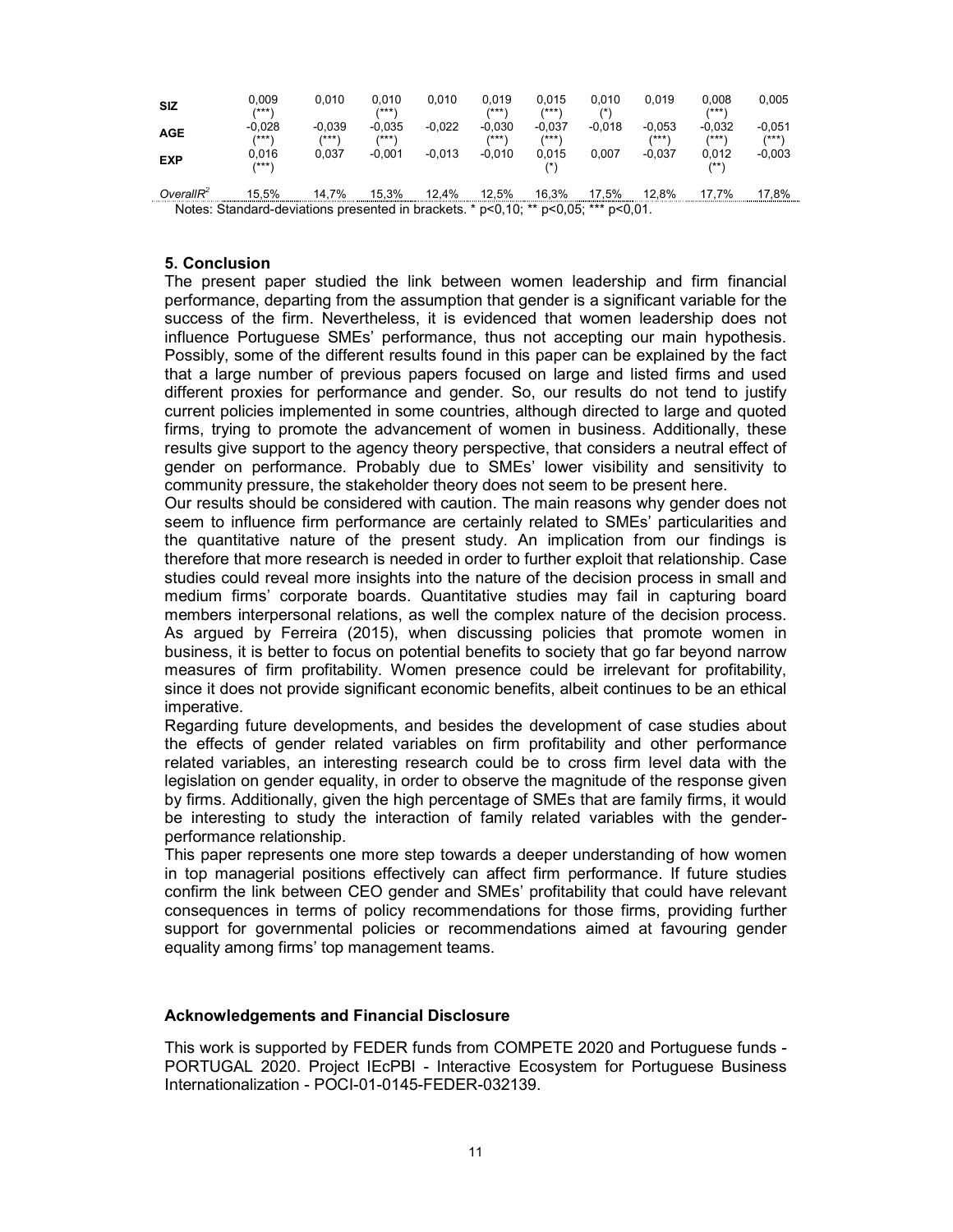| | | | | | | | | | | |
|---|---|---|---|---|---|---|---|---|---|---|
| **SIZ** | 0,009 (***) | 0,010 | 0,010 (***) | 0,010 | 0,019 (***) | 0,015 (***) | 0,010 (*) | 0,019 | 0,008 (***) | 0,005 |
| **AGE** | -0,028 (***) | -0,039 (***) | -0,035 (***) | -0,022 | -0,030 (***) | -0,037 (***) | -0,018 | -0,053 (***) | -0,032 (***) | -0,051 (***) |
| **EXP** | 0,016 (***) | 0,037 | -0,001 | -0,013 | -0,010 | 0,015 (*) | 0,007 | -0,037 | 0,012 (**) | -0,003 |
| *Overall* $R^2$ | 15,5% | 14,7% | 15,3% | 12,4% | 12,5% | 16,3% | 17,5% | 12,8% | 17,7% | 17,8% |

Notes: Standard-deviations presented in brackets. * p<0,10; ** p<0,05; *** p<0,01.

## 5. Conclusion

The present paper studied the link between women leadership and firm financial performance, departing from the assumption that gender is a significant variable for the success of the firm. Nevertheless, it is evidenced that women leadership does not influence Portuguese SMEs' performance, thus not accepting our main hypothesis. Possibly, some of the different results found in this paper can be explained by the fact that a large number of previous papers focused on large and listed firms and used different proxies for performance and gender. So, our results do not tend to justify current policies implemented in some countries, although directed to large and quoted firms, trying to promote the advancement of women in business. Additionally, these results give support to the agency theory perspective, that considers a neutral effect of gender on performance. Probably due to SMEs' lower visibility and sensitivity to community pressure, the stakeholder theory does not seem to be present here.

Our results should be considered with caution. The main reasons why gender does not seem to influence firm performance are certainly related to SMEs' particularities and the quantitative nature of the present study. An implication from our findings is therefore that more research is needed in order to further exploit that relationship. Case studies could reveal more insights into the nature of the decision process in small and medium firms' corporate boards. Quantitative studies may fail in capturing board members interpersonal relations, as well the complex nature of the decision process. As argued by Ferreira (2015), when discussing policies that promote women in business, it is better to focus on potential benefits to society that go far beyond narrow measures of firm profitability. Women presence could be irrelevant for profitability, since it does not provide significant economic benefits, albeit continues to be an ethical imperative.

Regarding future developments, and besides the development of case studies about the effects of gender related variables on firm profitability and other performance related variables, an interesting research could be to cross firm level data with the legislation on gender equality, in order to observe the magnitude of the response given by firms. Additionally, given the high percentage of SMEs that are family firms, it would be interesting to study the interaction of family related variables with the gender-performance relationship.

This paper represents one more step towards a deeper understanding of how women in top managerial positions effectively can affect firm performance. If future studies confirm the link between CEO gender and SMEs' profitability that could have relevant consequences in terms of policy recommendations for those firms, providing further support for governmental policies or recommendations aimed at favouring gender equality among firms' top management teams.

### Acknowledgements and Financial Disclosure

This work is supported by FEDER funds from COMPETE 2020 and Portuguese funds - PORTUGAL 2020. Project IEcPBI - Interactive Ecosystem for Portuguese Business Internationalization - POCI-01-0145-FEDER-032139.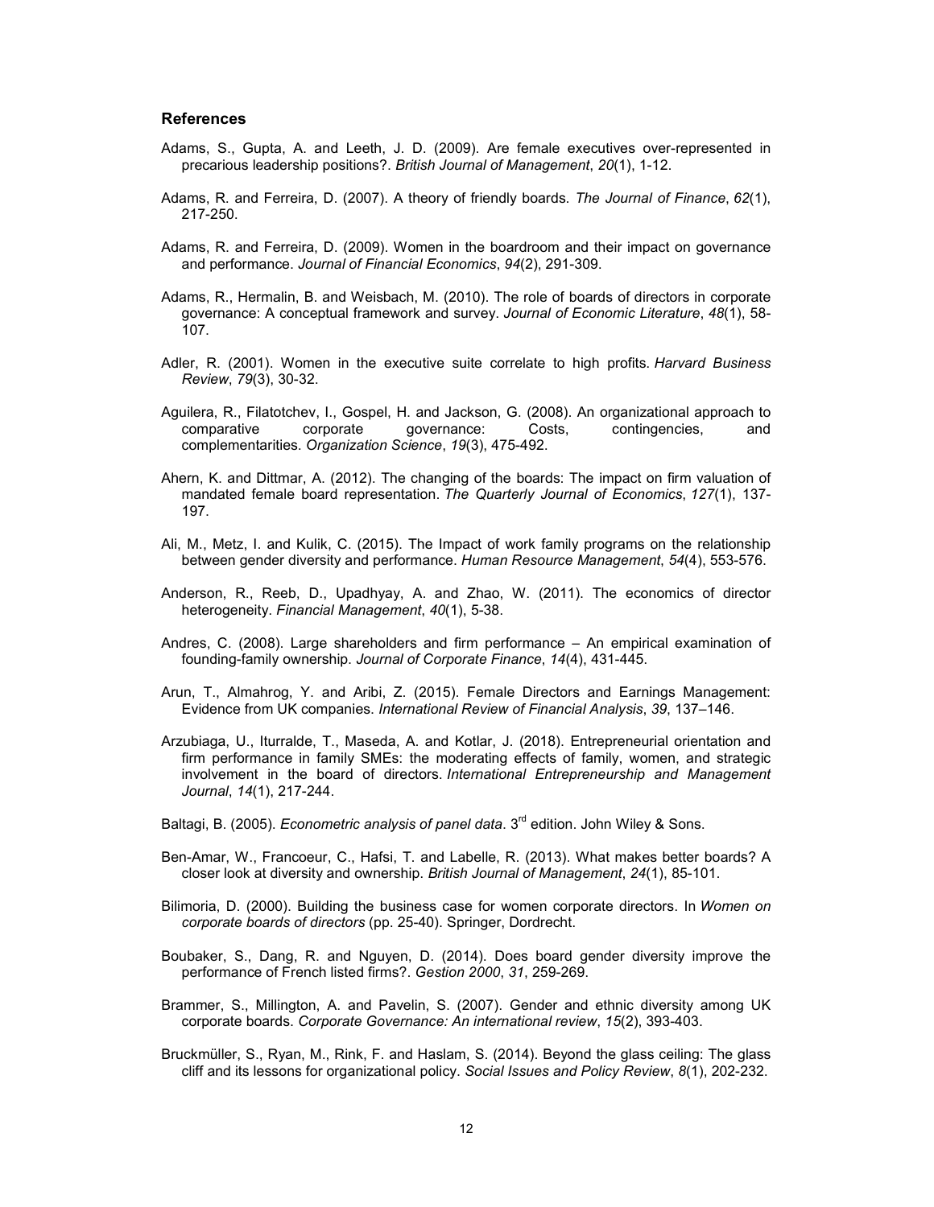### References

Adams, S., Gupta, A. and Leeth, J. D. (2009). Are female executives over-represented in precarious leadership positions?. *British Journal of Management*, *20*(1), 1-12.

Adams, R. and Ferreira, D. (2007). A theory of friendly boards. *The Journal of Finance*, *62*(1), 217-250.

Adams, R. and Ferreira, D. (2009). Women in the boardroom and their impact on governance and performance. *Journal of Financial Economics*, *94*(2), 291-309.

Adams, R., Hermalin, B. and Weisbach, M. (2010). The role of boards of directors in corporate governance: A conceptual framework and survey. *Journal of Economic Literature*, *48*(1), 58-107.

Adler, R. (2001). Women in the executive suite correlate to high profits. *Harvard Business Review*, *79*(3), 30-32.

Aguilera, R., Filatotchev, I., Gospel, H. and Jackson, G. (2008). An organizational approach to comparative corporate governance: Costs, contingencies, and complementarities. *Organization Science*, *19*(3), 475-492.

Ahern, K. and Dittmar, A. (2012). The changing of the boards: The impact on firm valuation of mandated female board representation. *The Quarterly Journal of Economics*, *127*(1), 137-197.

Ali, M., Metz, I. and Kulik, C. (2015). The Impact of work family programs on the relationship between gender diversity and performance. *Human Resource Management*, *54*(4), 553-576.

Anderson, R., Reeb, D., Upadhyay, A. and Zhao, W. (2011). The economics of director heterogeneity. *Financial Management*, *40*(1), 5-38.

Andres, C. (2008). Large shareholders and firm performance – An empirical examination of founding-family ownership. *Journal of Corporate Finance*, *14*(4), 431-445.

Arun, T., Almahrog, Y. and Aribi, Z. (2015). Female Directors and Earnings Management: Evidence from UK companies. *International Review of Financial Analysis*, *39*, 137–146.

Arzubiaga, U., Iturralde, T., Maseda, A. and Kotlar, J. (2018). Entrepreneurial orientation and firm performance in family SMEs: the moderating effects of family, women, and strategic involvement in the board of directors. *International Entrepreneurship and Management Journal*, *14*(1), 217-244.

Baltagi, B. (2005). *Econometric analysis of panel data*. 3rd edition. John Wiley & Sons.

Ben-Amar, W., Francoeur, C., Hafsi, T. and Labelle, R. (2013). What makes better boards? A closer look at diversity and ownership. *British Journal of Management*, *24*(1), 85-101.

Bilimoria, D. (2000). Building the business case for women corporate directors. In *Women on corporate boards of directors* (pp. 25-40). Springer, Dordrecht.

Boubaker, S., Dang, R. and Nguyen, D. (2014). Does board gender diversity improve the performance of French listed firms?. *Gestion 2000*, *31*, 259-269.

Brammer, S., Millington, A. and Pavelin, S. (2007). Gender and ethnic diversity among UK corporate boards. *Corporate Governance: An international review*, *15*(2), 393-403.

Bruckmüller, S., Ryan, M., Rink, F. and Haslam, S. (2014). Beyond the glass ceiling: The glass cliff and its lessons for organizational policy. *Social Issues and Policy Review*, *8*(1), 202-232.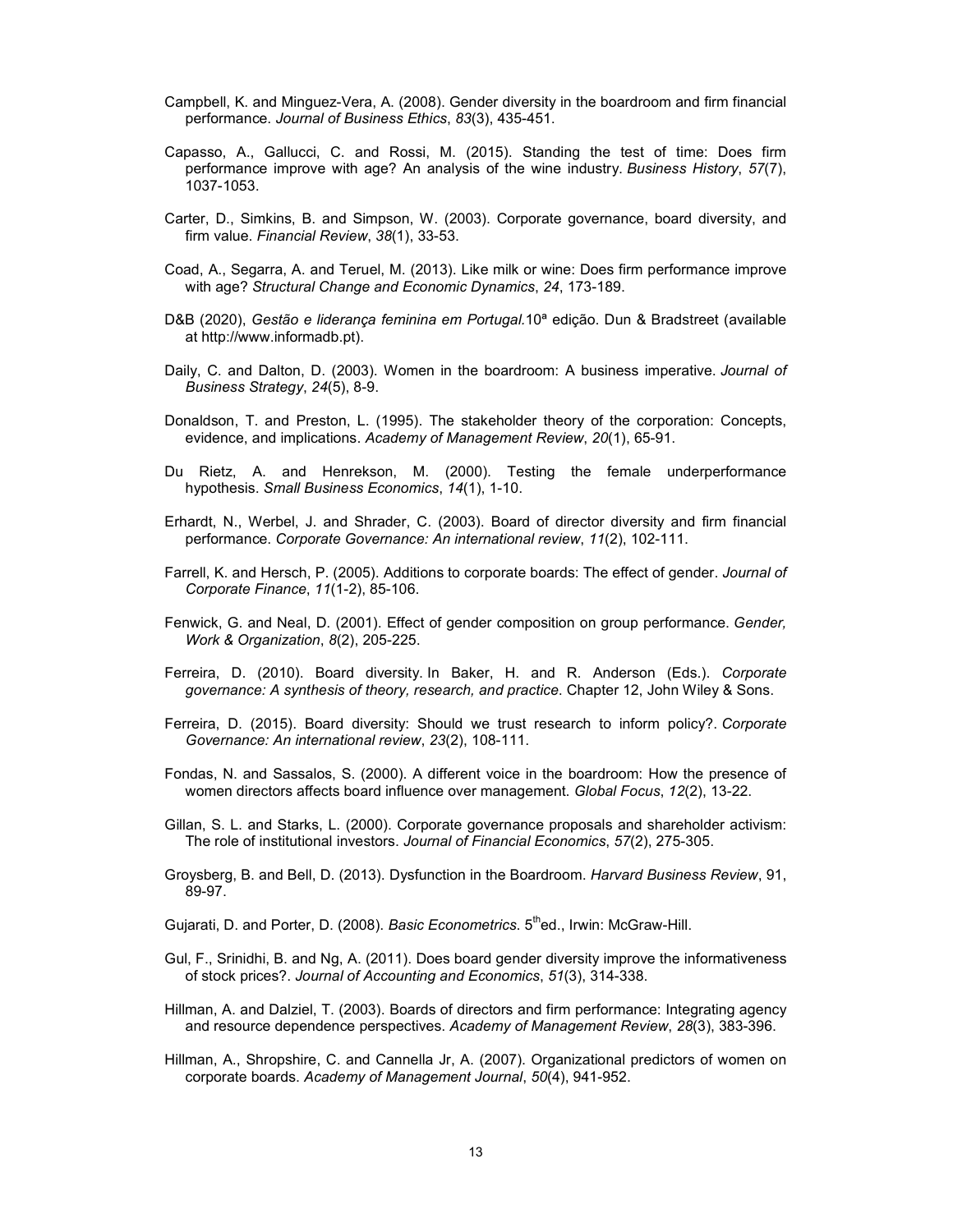Campbell, K. and Minguez-Vera, A. (2008). Gender diversity in the boardroom and firm financial performance. *Journal of Business Ethics*, *83*(3), 435-451.

Capasso, A., Gallucci, C. and Rossi, M. (2015). Standing the test of time: Does firm performance improve with age? An analysis of the wine industry. *Business History*, *57*(7), 1037-1053.

Carter, D., Simkins, B. and Simpson, W. (2003). Corporate governance, board diversity, and firm value. *Financial Review*, *38*(1), 33-53.

Coad, A., Segarra, A. and Teruel, M. (2013). Like milk or wine: Does firm performance improve with age? *Structural Change and Economic Dynamics*, *24*, 173-189.

D&B (2020), *Gestão e liderança feminina em Portugal.*10ª edição. Dun & Bradstreet (available at http://www.informadb.pt).

Daily, C. and Dalton, D. (2003). Women in the boardroom: A business imperative. *Journal of Business Strategy*, *24*(5), 8-9.

Donaldson, T. and Preston, L. (1995). The stakeholder theory of the corporation: Concepts, evidence, and implications. *Academy of Management Review*, *20*(1), 65-91.

Du Rietz, A. and Henrekson, M. (2000). Testing the female underperformance hypothesis. *Small Business Economics*, *14*(1), 1-10.

Erhardt, N., Werbel, J. and Shrader, C. (2003). Board of director diversity and firm financial performance. *Corporate Governance: An international review*, *11*(2), 102-111.

Farrell, K. and Hersch, P. (2005). Additions to corporate boards: The effect of gender. *Journal of Corporate Finance*, *11*(1-2), 85-106.

Fenwick, G. and Neal, D. (2001). Effect of gender composition on group performance. *Gender, Work & Organization*, *8*(2), 205-225.

Ferreira, D. (2010). Board diversity. In Baker, H. and R. Anderson (Eds.). *Corporate governance: A synthesis of theory, research, and practice*. Chapter 12, John Wiley & Sons.

Ferreira, D. (2015). Board diversity: Should we trust research to inform policy?. *Corporate Governance: An international review*, *23*(2), 108-111.

Fondas, N. and Sassalos, S. (2000). A different voice in the boardroom: How the presence of women directors affects board influence over management. *Global Focus*, *12*(2), 13-22.

Gillan, S. L. and Starks, L. (2000). Corporate governance proposals and shareholder activism: The role of institutional investors. *Journal of Financial Economics*, *57*(2), 275-305.

Groysberg, B. and Bell, D. (2013). Dysfunction in the Boardroom. *Harvard Business Review*, 91, 89-97.

Gujarati, D. and Porter, D. (2008). *Basic Econometrics*. 5thed., Irwin: McGraw-Hill.

Gul, F., Srinidhi, B. and Ng, A. (2011). Does board gender diversity improve the informativeness of stock prices?. *Journal of Accounting and Economics*, *51*(3), 314-338.

Hillman, A. and Dalziel, T. (2003). Boards of directors and firm performance: Integrating agency and resource dependence perspectives. *Academy of Management Review*, *28*(3), 383-396.

Hillman, A., Shropshire, C. and Cannella Jr, A. (2007). Organizational predictors of women on corporate boards. *Academy of Management Journal*, *50*(4), 941-952.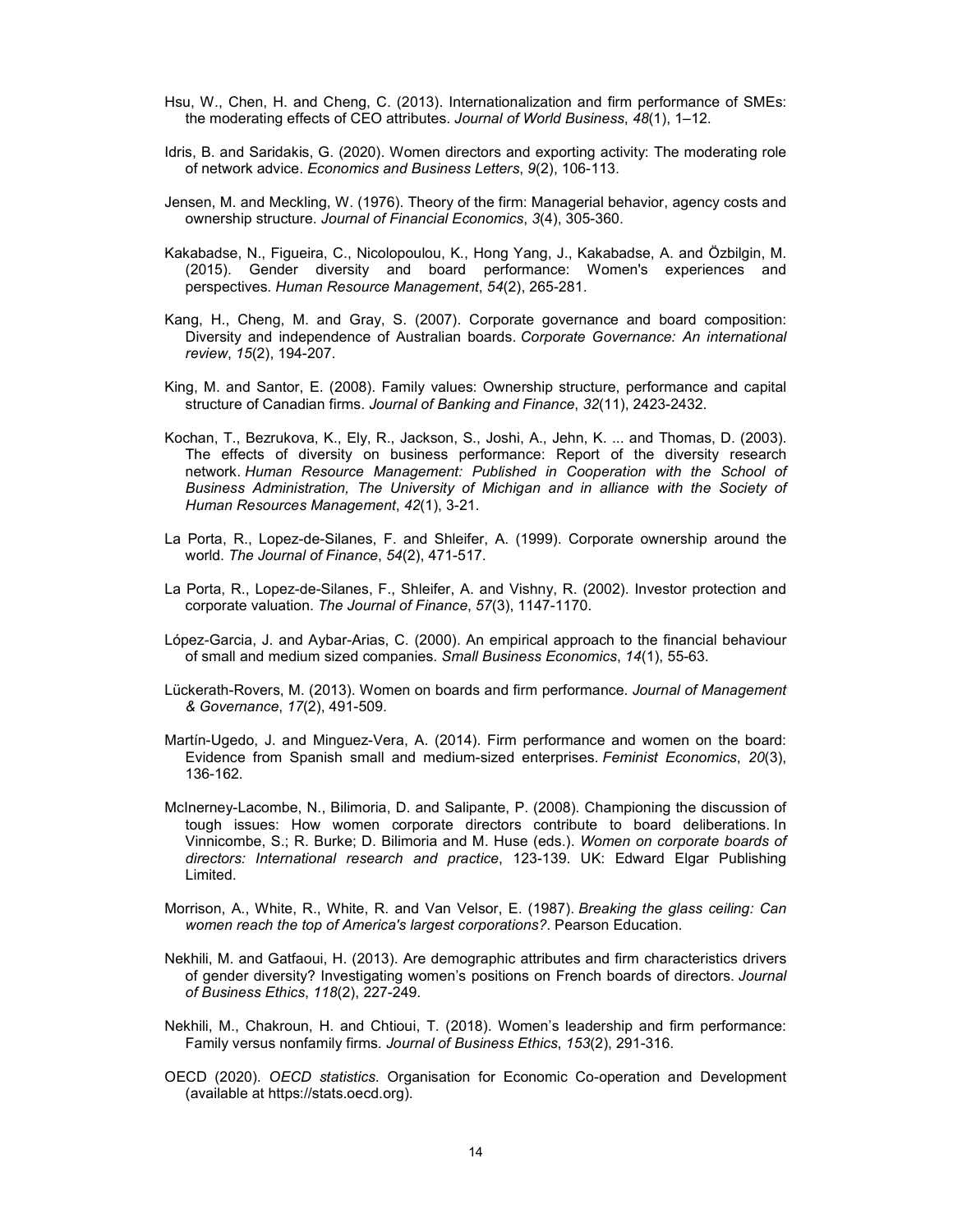Hsu, W., Chen, H. and Cheng, C. (2013). Internationalization and firm performance of SMEs: the moderating effects of CEO attributes. *Journal of World Business*, *48*(1), 1–12.

Idris, B. and Saridakis, G. (2020). Women directors and exporting activity: The moderating role of network advice. *Economics and Business Letters*, *9*(2), 106-113.

Jensen, M. and Meckling, W. (1976). Theory of the firm: Managerial behavior, agency costs and ownership structure. *Journal of Financial Economics*, *3*(4), 305-360.

Kakabadse, N., Figueira, C., Nicolopoulou, K., Hong Yang, J., Kakabadse, A. and Özbilgin, M. (2015). Gender diversity and board performance: Women's experiences and perspectives. *Human Resource Management*, *54*(2), 265-281.

Kang, H., Cheng, M. and Gray, S. (2007). Corporate governance and board composition: Diversity and independence of Australian boards. *Corporate Governance: An international review*, *15*(2), 194-207.

King, M. and Santor, E. (2008). Family values: Ownership structure, performance and capital structure of Canadian firms. *Journal of Banking and Finance*, *32*(11), 2423-2432.

Kochan, T., Bezrukova, K., Ely, R., Jackson, S., Joshi, A., Jehn, K. ... and Thomas, D. (2003). The effects of diversity on business performance: Report of the diversity research network. *Human Resource Management: Published in Cooperation with the School of Business Administration, The University of Michigan and in alliance with the Society of Human Resources Management*, *42*(1), 3-21.

La Porta, R., Lopez-de-Silanes, F. and Shleifer, A. (1999). Corporate ownership around the world. *The Journal of Finance*, *54*(2), 471-517.

La Porta, R., Lopez-de-Silanes, F., Shleifer, A. and Vishny, R. (2002). Investor protection and corporate valuation. *The Journal of Finance*, *57*(3), 1147-1170.

López-Garcia, J. and Aybar-Arias, C. (2000). An empirical approach to the financial behaviour of small and medium sized companies. *Small Business Economics*, *14*(1), 55-63.

Lückerath-Rovers, M. (2013). Women on boards and firm performance. *Journal of Management & Governance*, *17*(2), 491-509.

Martín-Ugedo, J. and Minguez-Vera, A. (2014). Firm performance and women on the board: Evidence from Spanish small and medium-sized enterprises. *Feminist Economics*, *20*(3), 136-162.

McInerney-Lacombe, N., Bilimoria, D. and Salipante, P. (2008). Championing the discussion of tough issues: How women corporate directors contribute to board deliberations. In Vinnicombe, S.; R. Burke; D. Bilimoria and M. Huse (eds.). *Women on corporate boards of directors: International research and practice*, 123-139. UK: Edward Elgar Publishing Limited.

Morrison, A., White, R., White, R. and Van Velsor, E. (1987). *Breaking the glass ceiling: Can women reach the top of America's largest corporations?*. Pearson Education.

Nekhili, M. and Gatfaoui, H. (2013). Are demographic attributes and firm characteristics drivers of gender diversity? Investigating women's positions on French boards of directors. *Journal of Business Ethics*, *118*(2), 227-249.

Nekhili, M., Chakroun, H. and Chtioui, T. (2018). Women's leadership and firm performance: Family versus nonfamily firms. *Journal of Business Ethics*, *153*(2), 291-316.

OECD (2020). *OECD statistics*. Organisation for Economic Co-operation and Development (available at https://stats.oecd.org).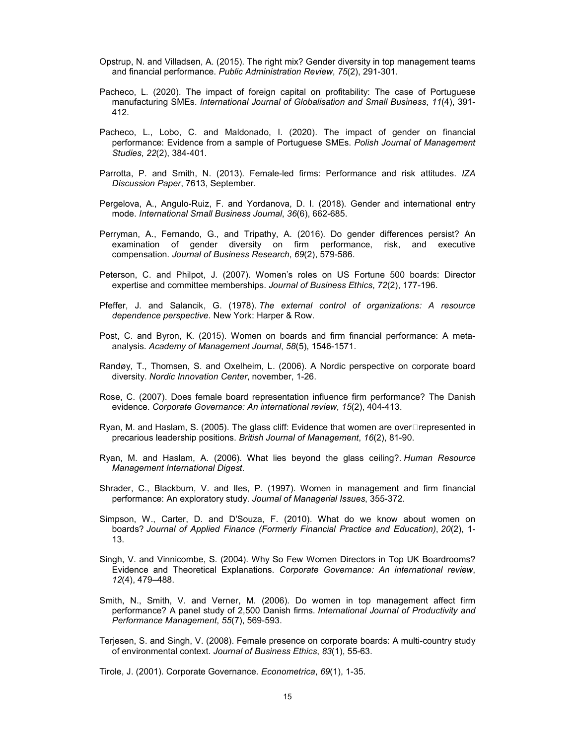Opstrup, N. and Villadsen, A. (2015). The right mix? Gender diversity in top management teams and financial performance. *Public Administration Review*, *75*(2), 291-301.

Pacheco, L. (2020). The impact of foreign capital on profitability: The case of Portuguese manufacturing SMEs. *International Journal of Globalisation and Small Business*, *11*(4), 391-412.

Pacheco, L., Lobo, C. and Maldonado, I. (2020). The impact of gender on financial performance: Evidence from a sample of Portuguese SMEs. *Polish Journal of Management Studies*, *22*(2), 384-401.

Parrotta, P. and Smith, N. (2013). Female-led firms: Performance and risk attitudes. *IZA Discussion Paper*, 7613, September.

Pergelova, A., Angulo-Ruiz, F. and Yordanova, D. I. (2018). Gender and international entry mode. *International Small Business Journal*, *36*(6), 662-685.

Perryman, A., Fernando, G., and Tripathy, A. (2016). Do gender differences persist? An examination of gender diversity on firm performance, risk, and executive compensation. *Journal of Business Research*, *69*(2), 579-586.

Peterson, C. and Philpot, J. (2007). Women's roles on US Fortune 500 boards: Director expertise and committee memberships. *Journal of Business Ethics*, *72*(2), 177-196.

Pfeffer, J. and Salancik, G. (1978). *The external control of organizations: A resource dependence perspective*. New York: Harper & Row.

Post, C. and Byron, K. (2015). Women on boards and firm financial performance: A meta-analysis. *Academy of Management Journal*, *58*(5), 1546-1571.

Randøy, T., Thomsen, S. and Oxelheim, L. (2006). A Nordic perspective on corporate board diversity. *Nordic Innovation Center*, november, 1-26.

Rose, C. (2007). Does female board representation influence firm performance? The Danish evidence. *Corporate Governance: An international review*, *15*(2), 404-413.

Ryan, M. and Haslam, S. (2005). The glass cliff: Evidence that women are over‐represented in precarious leadership positions. *British Journal of Management*, *16*(2), 81-90.

Ryan, M. and Haslam, A. (2006). What lies beyond the glass ceiling?. *Human Resource Management International Digest*.

Shrader, C., Blackburn, V. and Iles, P. (1997). Women in management and firm financial performance: An exploratory study. *Journal of Managerial Issues*, 355-372.

Simpson, W., Carter, D. and D'Souza, F. (2010). What do we know about women on boards? *Journal of Applied Finance (Formerly Financial Practice and Education)*, *20*(2), 1-13.

Singh, V. and Vinnicombe, S. (2004). Why So Few Women Directors in Top UK Boardrooms? Evidence and Theoretical Explanations. *Corporate Governance: An international review*, *12*(4), 479–488.

Smith, N., Smith, V. and Verner, M. (2006). Do women in top management affect firm performance? A panel study of 2,500 Danish firms. *International Journal of Productivity and Performance Management*, *55*(7), 569-593.

Terjesen, S. and Singh, V. (2008). Female presence on corporate boards: A multi-country study of environmental context. *Journal of Business Ethics*, *83*(1), 55-63.

Tirole, J. (2001). Corporate Governance. *Econometrica*, *69*(1), 1-35.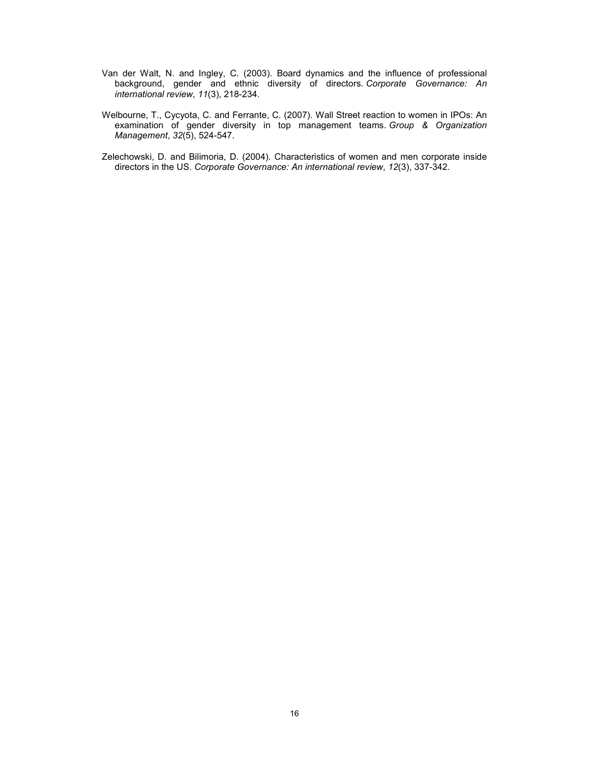Van der Walt, N. and Ingley, C. (2003). Board dynamics and the influence of professional background, gender and ethnic diversity of directors. *Corporate Governance: An international review*, *11*(3), 218-234.

Welbourne, T., Cycyota, C. and Ferrante, C. (2007). Wall Street reaction to women in IPOs: An examination of gender diversity in top management teams. *Group & Organization Management*, *32*(5), 524-547.

Zelechowski, D. and Bilimoria, D. (2004). Characteristics of women and men corporate inside directors in the US. *Corporate Governance: An international review*, *12*(3), 337-342.